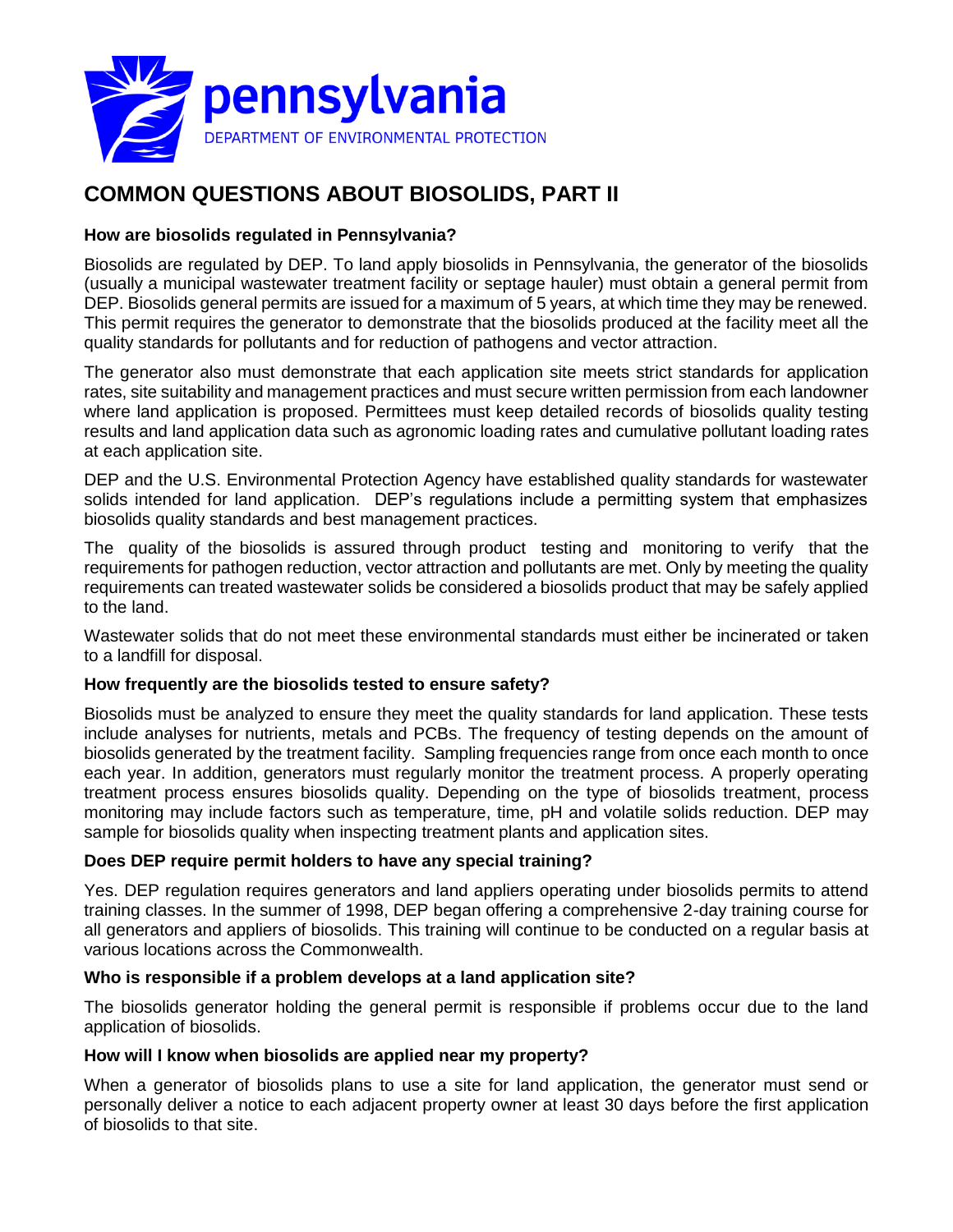pennsylvania
DEPARTMENT OF ENVIRONMENTAL PROTECTION

# COMMON QUESTIONS ABOUT BIOSOLIDS, PART II

### How are biosolids regulated in Pennsylvania?

Biosolids are regulated by DEP. To land apply biosolids in Pennsylvania, the generator of the biosolids (usually a municipal wastewater treatment facility or septage hauler) must obtain a general permit from DEP. Biosolids general permits are issued for a maximum of 5 years, at which time they may be renewed. This permit requires the generator to demonstrate that the biosolids produced at the facility meet all the quality standards for pollutants and for reduction of pathogens and vector attraction.

The generator also must demonstrate that each application site meets strict standards for application rates, site suitability and management practices and must secure written permission from each landowner where land application is proposed. Permittees must keep detailed records of biosolids quality testing results and land application data such as agronomic loading rates and cumulative pollutant loading rates at each application site.

DEP and the U.S. Environmental Protection Agency have established quality standards for wastewater solids intended for land application. DEP's regulations include a permitting system that emphasizes biosolids quality standards and best management practices.

The quality of the biosolids is assured through product testing and monitoring to verify that the requirements for pathogen reduction, vector attraction and pollutants are met. Only by meeting the quality requirements can treated wastewater solids be considered a biosolids product that may be safely applied to the land.

Wastewater solids that do not meet these environmental standards must either be incinerated or taken to a landfill for disposal.

### How frequently are the biosolids tested to ensure safety?

Biosolids must be analyzed to ensure they meet the quality standards for land application. These tests include analyses for nutrients, metals and PCBs. The frequency of testing depends on the amount of biosolids generated by the treatment facility. Sampling frequencies range from once each month to once each year. In addition, generators must regularly monitor the treatment process. A properly operating treatment process ensures biosolids quality. Depending on the type of biosolids treatment, process monitoring may include factors such as temperature, time, pH and volatile solids reduction. DEP may sample for biosolids quality when inspecting treatment plants and application sites.

### Does DEP require permit holders to have any special training?

Yes. DEP regulation requires generators and land appliers operating under biosolids permits to attend training classes. In the summer of 1998, DEP began offering a comprehensive 2-day training course for all generators and appliers of biosolids. This training will continue to be conducted on a regular basis at various locations across the Commonwealth.

### Who is responsible if a problem develops at a land application site?

The biosolids generator holding the general permit is responsible if problems occur due to the land application of biosolids.

### How will I know when biosolids are applied near my property?

When a generator of biosolids plans to use a site for land application, the generator must send or personally deliver a notice to each adjacent property owner at least 30 days before the first application of biosolids to that site.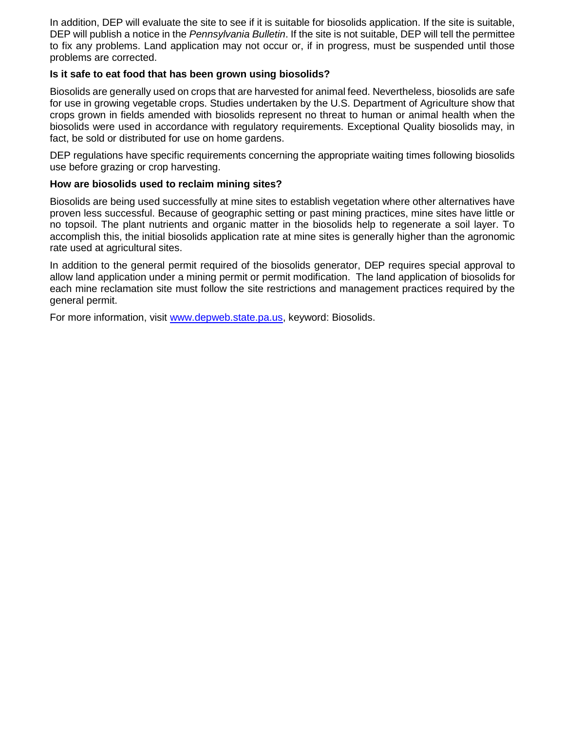In addition, DEP will evaluate the site to see if it is suitable for biosolids application. If the site is suitable, DEP will publish a notice in the *Pennsylvania Bulletin*. If the site is not suitable, DEP will tell the permittee to fix any problems. Land application may not occur or, if in progress, must be suspended until those problems are corrected.

**Is it safe to eat food that has been grown using biosolids?**

Biosolids are generally used on crops that are harvested for animal feed. Nevertheless, biosolids are safe for use in growing vegetable crops. Studies undertaken by the U.S. Department of Agriculture show that crops grown in fields amended with biosolids represent no threat to human or animal health when the biosolids were used in accordance with regulatory requirements. Exceptional Quality biosolids may, in fact, be sold or distributed for use on home gardens.

DEP regulations have specific requirements concerning the appropriate waiting times following biosolids use before grazing or crop harvesting.

**How are biosolids used to reclaim mining sites?**

Biosolids are being used successfully at mine sites to establish vegetation where other alternatives have proven less successful. Because of geographic setting or past mining practices, mine sites have little or no topsoil. The plant nutrients and organic matter in the biosolids help to regenerate a soil layer. To accomplish this, the initial biosolids application rate at mine sites is generally higher than the agronomic rate used at agricultural sites.

In addition to the general permit required of the biosolids generator, DEP requires special approval to allow land application under a mining permit or permit modification. The land application of biosolids for each mine reclamation site must follow the site restrictions and management practices required by the general permit.

For more information, visit [www.depweb.state.pa.us](http://www.depweb.state.pa.us), keyword: Biosolids.